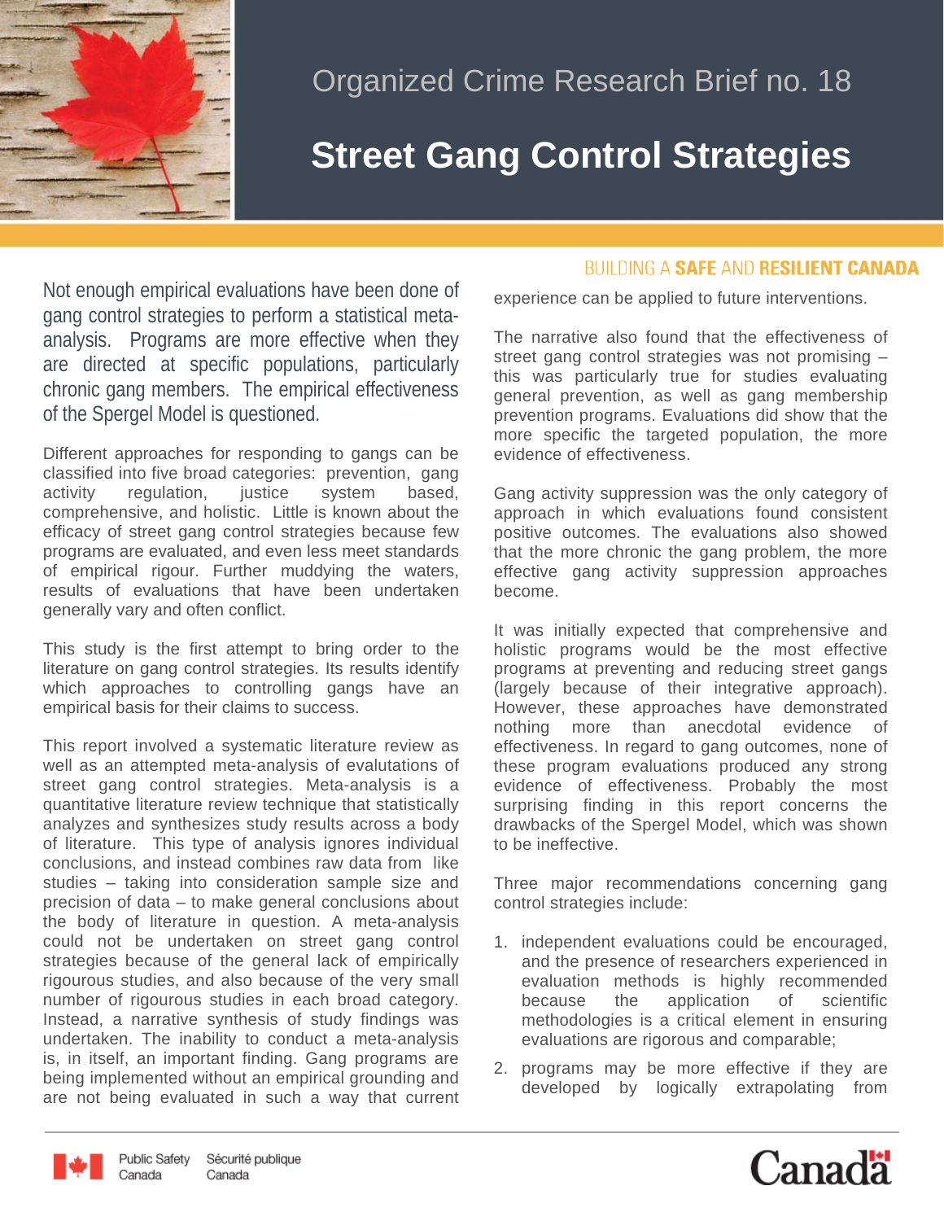Organized Crime Research Brief no. 18

# Street Gang Control Strategies

BUILDING A **SAFE** AND **RESILIENT CANADA**

Not enough empirical evaluations have been done of gang control strategies to perform a statistical meta-analysis. Programs are more effective when they are directed at specific populations, particularly chronic gang members. The empirical effectiveness of the Spergel Model is questioned.

Different approaches for responding to gangs can be classified into five broad categories: prevention, gang activity regulation, justice system based, comprehensive, and holistic. Little is known about the efficacy of street gang control strategies because few programs are evaluated, and even less meet standards of empirical rigour. Further muddying the waters, results of evaluations that have been undertaken generally vary and often conflict.

This study is the first attempt to bring order to the literature on gang control strategies. Its results identify which approaches to controlling gangs have an empirical basis for their claims to success.

This report involved a systematic literature review as well as an attempted meta-analysis of evalutations of street gang control strategies. Meta-analysis is a quantitative literature review technique that statistically analyzes and synthesizes study results across a body of literature. This type of analysis ignores individual conclusions, and instead combines raw data from like studies – taking into consideration sample size and precision of data – to make general conclusions about the body of literature in question. A meta-analysis could not be undertaken on street gang control strategies because of the general lack of empirically rigourous studies, and also because of the very small number of rigourous studies in each broad category. Instead, a narrative synthesis of study findings was undertaken. The inability to conduct a meta-analysis is, in itself, an important finding. Gang programs are being implemented without an empirical grounding and are not being evaluated in such a way that current experience can be applied to future interventions.

The narrative also found that the effectiveness of street gang control strategies was not promising – this was particularly true for studies evaluating general prevention, as well as gang membership prevention programs. Evaluations did show that the more specific the targeted population, the more evidence of effectiveness.

Gang activity suppression was the only category of approach in which evaluations found consistent positive outcomes. The evaluations also showed that the more chronic the gang problem, the more effective gang activity suppression approaches become.

It was initially expected that comprehensive and holistic programs would be the most effective programs at preventing and reducing street gangs (largely because of their integrative approach). However, these approaches have demonstrated nothing more than anecdotal evidence of effectiveness. In regard to gang outcomes, none of these program evaluations produced any strong evidence of effectiveness. Probably the most surprising finding in this report concerns the drawbacks of the Spergel Model, which was shown to be ineffective.

Three major recommendations concerning gang control strategies include:

1. independent evaluations could be encouraged, and the presence of researchers experienced in evaluation methods is highly recommended because the application of scientific methodologies is a critical element in ensuring evaluations are rigorous and comparable;
2. programs may be more effective if they are developed by logically extrapolating from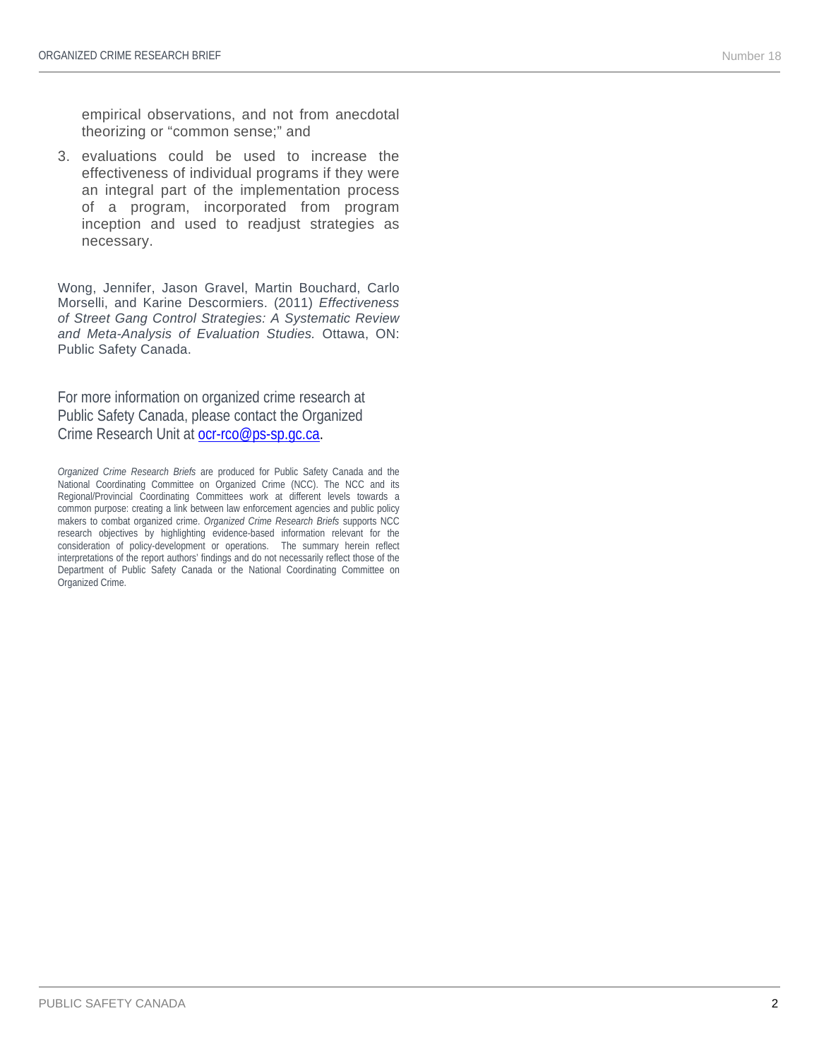empirical observations, and not from anecdotal theorizing or "common sense;" and

3. evaluations could be used to increase the effectiveness of individual programs if they were an integral part of the implementation process of a program, incorporated from program inception and used to readjust strategies as necessary.

Wong, Jennifer, Jason Gravel, Martin Bouchard, Carlo Morselli, and Karine Descormiers. (2011) *Effectiveness of Street Gang Control Strategies: A Systematic Review and Meta-Analysis of Evaluation Studies.* Ottawa, ON: Public Safety Canada.

For more information on organized crime research at Public Safety Canada, please contact the Organized Crime Research Unit at ocr-rco@ps-sp.gc.ca.

*Organized Crime Research Briefs* are produced for Public Safety Canada and the National Coordinating Committee on Organized Crime (NCC). The NCC and its Regional/Provincial Coordinating Committees work at different levels towards a common purpose: creating a link between law enforcement agencies and public policy makers to combat organized crime. *Organized Crime Research Briefs* supports NCC research objectives by highlighting evidence-based information relevant for the consideration of policy-development or operations. The summary herein reflect interpretations of the report authors' findings and do not necessarily reflect those of the Department of Public Safety Canada or the National Coordinating Committee on Organized Crime.